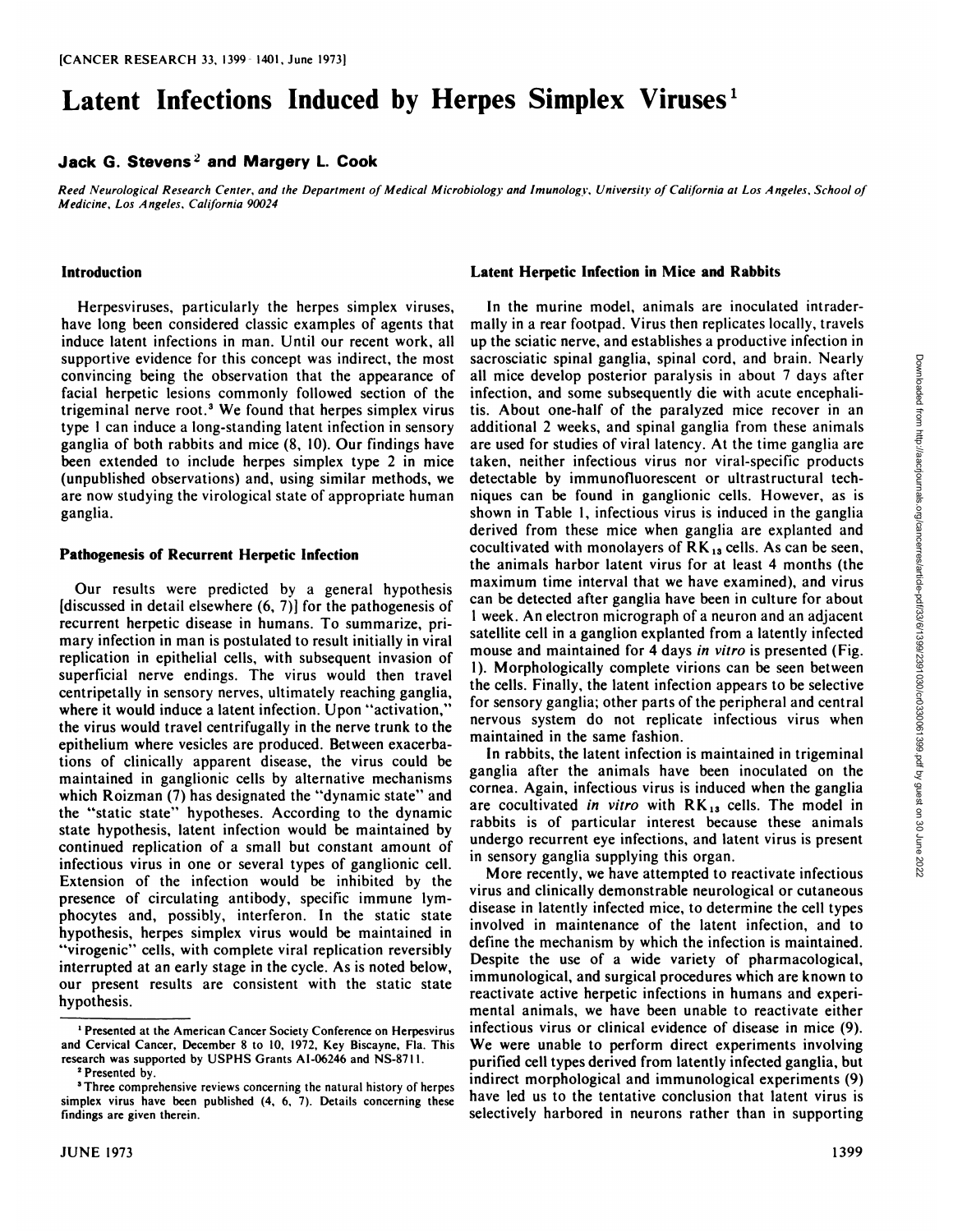# Latent Infections Induced by Herpes Simplex Viruses[1]

**Jack G. Stevens[2] and Margery L. Cook**

Reed Neurological Research Center, and the Department of Medical Microbiology and Imunology, University of California at Los Angeles, School of Medicine, Los Angeles, California 90024

## Introduction

Herpesviruses, particularly the herpes simplex viruses, have long been considered classic examples of agents that induce latent infections in man. Until our recent work, all supportive evidence for this concept was indirect, the most convincing being the observation that the appearance of facial herpetic lesions commonly followed section of the trigeminal nerve root.[3] We found that herpes simplex virus type 1 can induce a long-standing latent infection in sensory ganglia of both rabbits and mice (8, 10). Our findings have been extended to include herpes simplex type 2 in mice (unpublished observations) and, using similar methods, we are now studying the virological state of appropriate human ganglia.

## Pathogenesis of Recurrent Herpetic Infection

Our results were predicted by a general hypothesis [discussed in detail elsewhere (6, 7)] for the pathogenesis of recurrent herpetic disease in humans. To summarize, primary infection in man is postulated to result initially in viral replication in epithelial cells, with subsequent invasion of superficial nerve endings. The virus would then travel centripetally in sensory nerves, ultimately reaching ganglia, where it would induce a latent infection. Upon "activation," the virus would travel centrifugally in the nerve trunk to the epithelium where vesicles are produced. Between exacerbations of clinically apparent disease, the virus could be maintained in ganglionic cells by alternative mechanisms which Roizman (7) has designated the "dynamic state" and the "static state" hypotheses. According to the dynamic state hypothesis, latent infection would be maintained by continued replication of a small but constant amount of infectious virus in one or several types of ganglionic cell. Extension of the infection would be inhibited by the presence of circulating antibody, specific immune lymphocytes and, possibly, interferon. In the static state hypothesis, herpes simplex virus would be maintained in "virogenic" cells, with complete viral replication reversibly interrupted at an early stage in the cycle. As is noted below, our present results are consistent with the static state hypothesis.

## Latent Herpetic Infection in Mice and Rabbits

In the murine model, animals are inoculated intradermally in a rear footpad. Virus then replicates locally, travels up the sciatic nerve, and establishes a productive infection in sacrosciatic spinal ganglia, spinal cord, and brain. Nearly all mice develop posterior paralysis in about 7 days after infection, and some subsequently die with acute encephalitis. About one-half of the paralyzed mice recover in an additional 2 weeks, and spinal ganglia from these animals are used for studies of viral latency. At the time ganglia are taken, neither infectious virus nor viral-specific products detectable by immunofluorescent or ultrastructural techniques can be found in ganglionic cells. However, as is shown in Table 1, infectious virus is induced in the ganglia derived from these mice when ganglia are explanted and cocultivated with monolayers of $RK_{13}$ cells. As can be seen, the animals harbor latent virus for at least 4 months (the maximum time interval that we have examined), and virus can be detected after ganglia have been in culture for about 1 week. An electron micrograph of a neuron and an adjacent satellite cell in a ganglion explanted from a latently infected mouse and maintained for 4 days *in vitro* is presented (Fig. 1). Morphologically complete virions can be seen between the cells. Finally, the latent infection appears to be selective for sensory ganglia; other parts of the peripheral and central nervous system do not replicate infectious virus when maintained in the same fashion.

In rabbits, the latent infection is maintained in trigeminal ganglia after the animals have been inoculated on the cornea. Again, infectious virus is induced when the ganglia are cocultivated *in vitro* with $RK_{13}$ cells. The model in rabbits is of particular interest because these animals undergo recurrent eye infections, and latent virus is present in sensory ganglia supplying this organ.

More recently, we have attempted to reactivate infectious virus and clinically demonstrable neurological or cutaneous disease in latently infected mice, to determine the cell types involved in maintenance of the latent infection, and to define the mechanism by which the infection is maintained. Despite the use of a wide variety of pharmacological, immunological, and surgical procedures which are known to reactivate active herpetic infections in humans and experimental animals, we have been unable to reactivate either infectious virus or clinical evidence of disease in mice (9). We were unable to perform direct experiments involving purified cell types derived from latently infected ganglia, but indirect morphological and immunological experiments (9) have led us to the tentative conclusion that latent virus is selectively harbored in neurons rather than in supporting

---

[1] Presented at the American Cancer Society Conference on Herpesvirus and Cervical Cancer, December 8 to 10, 1972, Key Biscayne, Fla. This research was supported by USPHS Grants AI-06246 and NS-8711.

[2] Presented by.

[3] Three comprehensive reviews concerning the natural history of herpes simplex virus have been published (4, 6, 7). Details concerning these findings are given therein.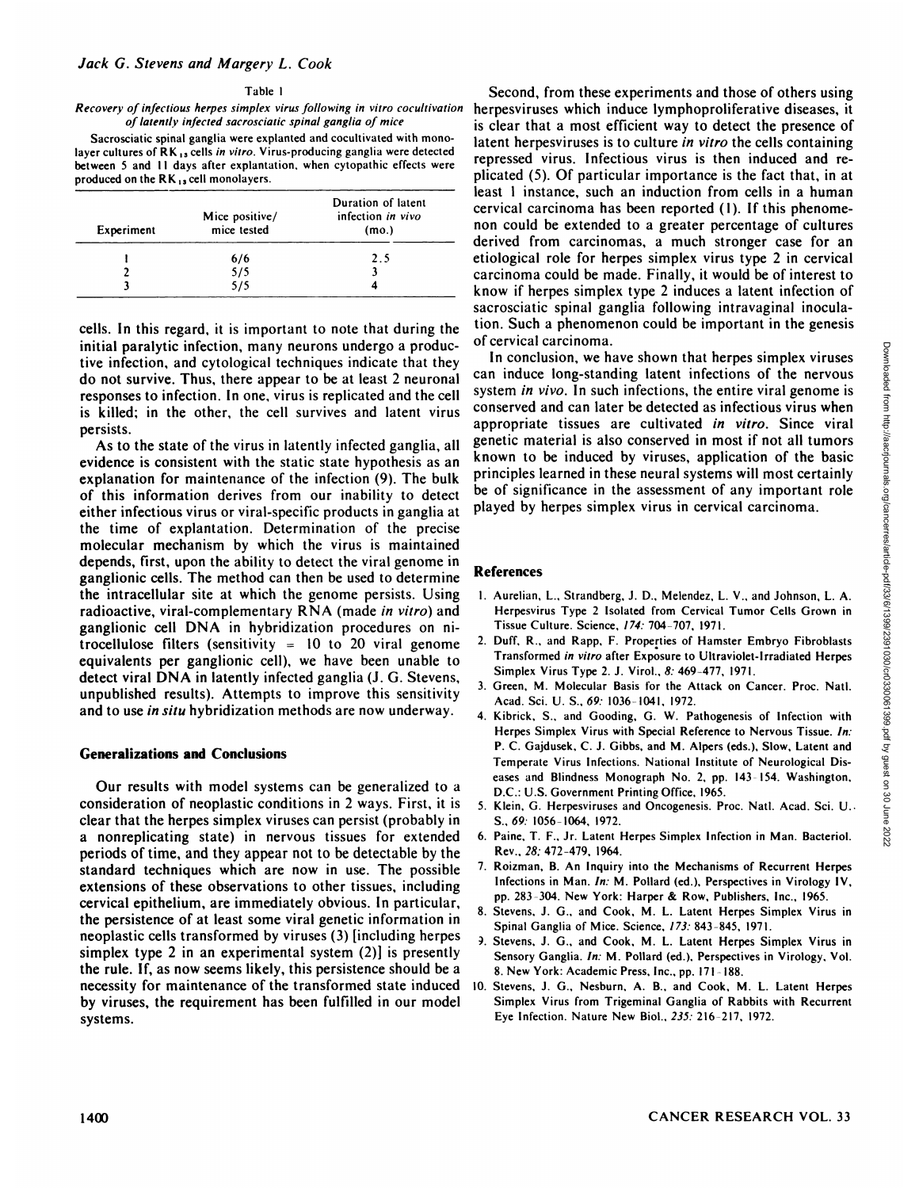Table 1

*Recovery of infectious herpes simplex virus following in vitro cocultivation of latently infected sacrosciatic spinal ganglia of mice*

Sacrosciatic spinal ganglia were explanted and cocultivated with monolayer cultures of $RK_{13}$ cells *in vitro*. Virus-producing ganglia were detected between 5 and 11 days after explantation, when cytopathic effects were produced on the $RK_{13}$ cell monolayers.

| Experiment | Mice positive/ mice tested | Duration of latent infection *in vivo* (mo.) |
|---|---|---|
| 1 | 6/6 | 2.5 |
| 2 | 5/5 | 3 |
| 3 | 5/5 | 4 |

cells. In this regard, it is important to note that during the initial paralytic infection, many neurons undergo a productive infection, and cytological techniques indicate that they do not survive. Thus, there appear to be at least 2 neuronal responses to infection. In one, virus is replicated and the cell is killed; in the other, the cell survives and latent virus persists.

As to the state of the virus in latently infected ganglia, all evidence is consistent with the static state hypothesis as an explanation for maintenance of the infection (9). The bulk of this information derives from our inability to detect either infectious virus or viral-specific products in ganglia at the time of explantation. Determination of the precise molecular mechanism by which the virus is maintained depends, first, upon the ability to detect the viral genome in ganglionic cells. The method can then be used to determine the intracellular site at which the genome persists. Using radioactive, viral-complementary RNA (made *in vitro*) and ganglionic cell DNA in hybridization procedures on nitrocellulose filters (sensitivity = 10 to 20 viral genome equivalents per ganglionic cell), we have been unable to detect viral DNA in latently infected ganglia (J. G. Stevens, unpublished results). Attempts to improve this sensitivity and to use *in situ* hybridization methods are now underway.

## Generalizations and Conclusions

Our results with model systems can be generalized to a consideration of neoplastic conditions in 2 ways. First, it is clear that the herpes simplex viruses can persist (probably in a nonreplicating state) in nervous tissues for extended periods of time, and they appear not to be detectable by the standard techniques which are now in use. The possible extensions of these observations to other tissues, including cervical epithelium, are immediately obvious. In particular, the persistence of at least some viral genetic information in neoplastic cells transformed by viruses (3) [including herpes simplex type 2 in an experimental system (2)] is presently the rule. If, as now seems likely, this persistence should be a necessity for maintenance of the transformed state induced by viruses, the requirement has been fulfilled in our model systems.

Second, from these experiments and those of others using herpesviruses which induce lymphoproliferative diseases, it is clear that a most efficient way to detect the presence of latent herpesviruses is to culture *in vitro* the cells containing repressed virus. Infectious virus is then induced and replicated (5). Of particular importance is the fact that, in at least 1 instance, such an induction from cells in a human cervical carcinoma has been reported (1). If this phenomenon could be extended to a greater percentage of cultures derived from carcinomas, a much stronger case for an etiological role for herpes simplex virus type 2 in cervical carcinoma could be made. Finally, it would be of interest to know if herpes simplex type 2 induces a latent infection of sacrosciatic spinal ganglia following intravaginal inoculation. Such a phenomenon could be important in the genesis of cervical carcinoma.

In conclusion, we have shown that herpes simplex viruses can induce long-standing latent infections of the nervous system *in vivo*. In such infections, the entire viral genome is conserved and can later be detected as infectious virus when appropriate tissues are cultivated *in vitro*. Since viral genetic material is also conserved in most if not all tumors known to be induced by viruses, application of the basic principles learned in these neural systems will most certainly be of significance in the assessment of any important role played by herpes simplex virus in cervical carcinoma.

## References

1. Aurelian, L., Strandberg, J. D., Melendez, L. V., and Johnson, L. A. Herpesvirus Type 2 Isolated from Cervical Tumor Cells Grown in Tissue Culture. Science, *174:* 704-707, 1971.
2. Duff, R., and Rapp, F. Properties of Hamster Embryo Fibroblasts Transformed *in vitro* after Exposure to Ultraviolet-Irradiated Herpes Simplex Virus Type 2. J. Virol., *8:* 469-477, 1971.
3. Green, M. Molecular Basis for the Attack on Cancer. Proc. Natl. Acad. Sci. U. S., *69:* 1036-1041, 1972.
4. Kibrick, S., and Gooding, G. W. Pathogenesis of Infection with Herpes Simplex Virus with Special Reference to Nervous Tissue. *In:* P. C. Gajdusek, C. J. Gibbs, and M. Alpers (eds.), Slow, Latent and Temperate Virus Infections. National Institute of Neurological Diseases and Blindness Monograph No. 2, pp. 143-154. Washington, D.C.: U.S. Government Printing Office, 1965.
5. Klein, G. Herpesviruses and Oncogenesis. Proc. Natl. Acad. Sci. U. S., *69:* 1056-1064, 1972.
6. Paine, T. F., Jr. Latent Herpes Simplex Infection in Man. Bacteriol. Rev., *28:* 472-479, 1964.
7. Roizman, B. An Inquiry into the Mechanisms of Recurrent Herpes Infections in Man. *In:* M. Pollard (ed.), Perspectives in Virology IV, pp. 283-304. New York: Harper & Row, Publishers, Inc., 1965.
8. Stevens, J. G., and Cook, M. L. Latent Herpes Simplex Virus in Spinal Ganglia of Mice. Science, *173:* 843-845, 1971.
9. Stevens, J. G., and Cook, M. L. Latent Herpes Simplex Virus in Sensory Ganglia. *In:* M. Pollard (ed.), Perspectives in Virology, Vol. 8. New York: Academic Press, Inc., pp. 171-188.
10. Stevens, J. G., Nesburn, A. B., and Cook, M. L. Latent Herpes Simplex Virus from Trigeminal Ganglia of Rabbits with Recurrent Eye Infection. Nature New Biol., *235:* 216-217, 1972.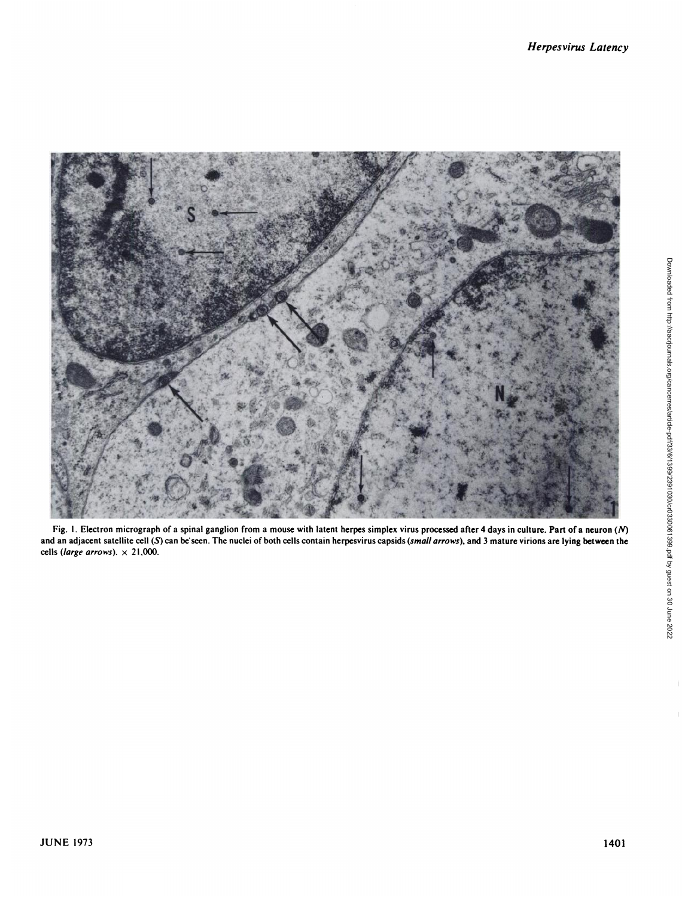Fig. 1. Electron micrograph of a spinal ganglion from a mouse with latent herpes simplex virus processed after 4 days in culture. Part of a neuron (*N*) and an adjacent satellite cell (*S*) can be seen. The nuclei of both cells contain herpesvirus capsids (*small arrows*), and 3 mature virions are lying between the cells (*large arrows*). × 21,000.